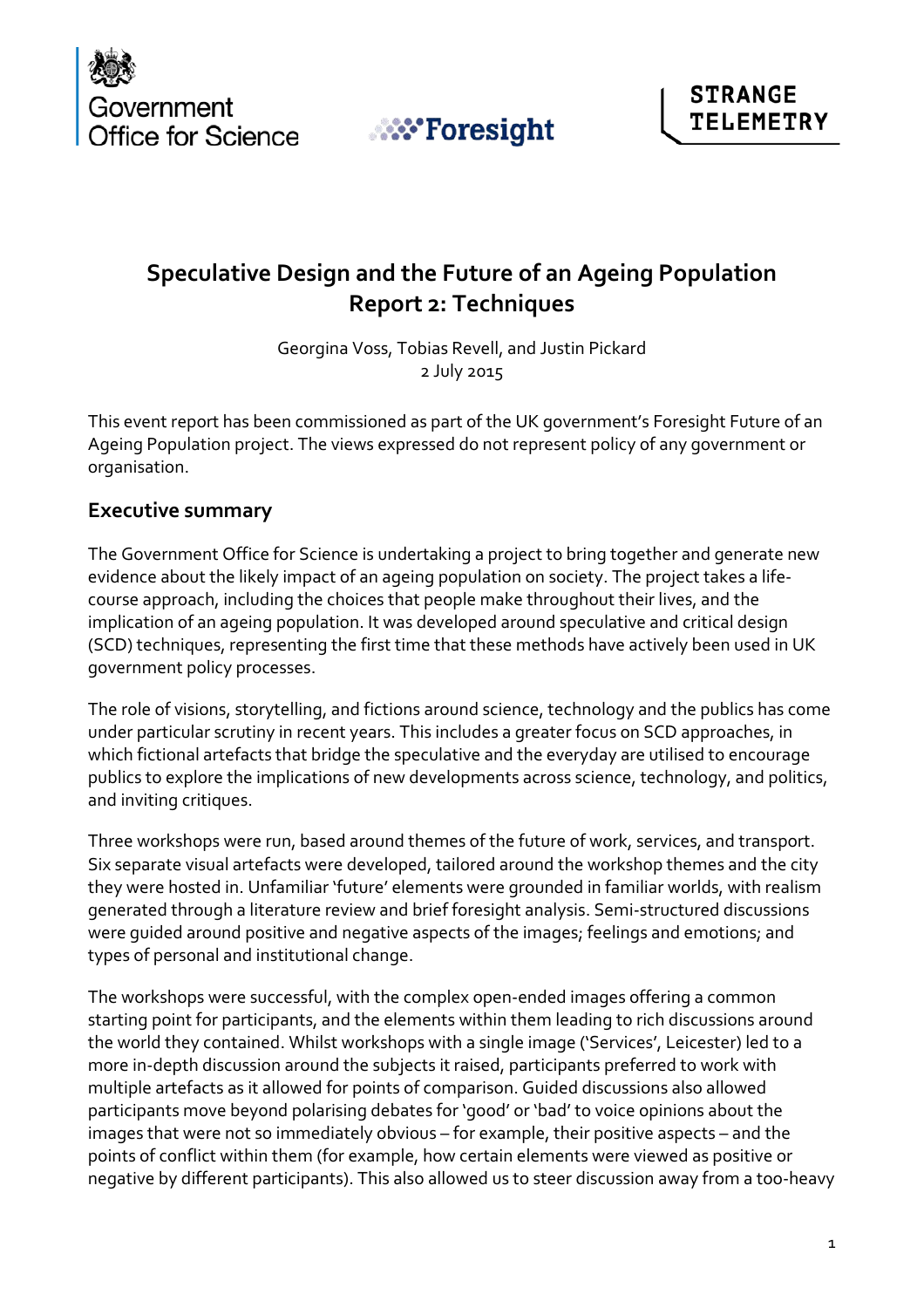Government Office for Science

Foresight

STRANGE TELEMETRY

# Speculative Design and the Future of an Ageing Population Report 2: Techniques

Georgina Voss, Tobias Revell, and Justin Pickard
2 July 2015

This event report has been commissioned as part of the UK government's Foresight Future of an Ageing Population project. The views expressed do not represent policy of any government or organisation.

## Executive summary

The Government Office for Science is undertaking a project to bring together and generate new evidence about the likely impact of an ageing population on society. The project takes a life-course approach, including the choices that people make throughout their lives, and the implication of an ageing population. It was developed around speculative and critical design (SCD) techniques, representing the first time that these methods have actively been used in UK government policy processes.

The role of visions, storytelling, and fictions around science, technology and the publics has come under particular scrutiny in recent years. This includes a greater focus on SCD approaches, in which fictional artefacts that bridge the speculative and the everyday are utilised to encourage publics to explore the implications of new developments across science, technology, and politics, and inviting critiques.

Three workshops were run, based around themes of the future of work, services, and transport. Six separate visual artefacts were developed, tailored around the workshop themes and the city they were hosted in. Unfamiliar 'future' elements were grounded in familiar worlds, with realism generated through a literature review and brief foresight analysis. Semi-structured discussions were guided around positive and negative aspects of the images; feelings and emotions; and types of personal and institutional change.

The workshops were successful, with the complex open-ended images offering a common starting point for participants, and the elements within them leading to rich discussions around the world they contained. Whilst workshops with a single image ('Services', Leicester) led to a more in-depth discussion around the subjects it raised, participants preferred to work with multiple artefacts as it allowed for points of comparison. Guided discussions also allowed participants move beyond polarising debates for 'good' or 'bad' to voice opinions about the images that were not so immediately obvious – for example, their positive aspects – and the points of conflict within them (for example, how certain elements were viewed as positive or negative by different participants). This also allowed us to steer discussion away from a too-heavy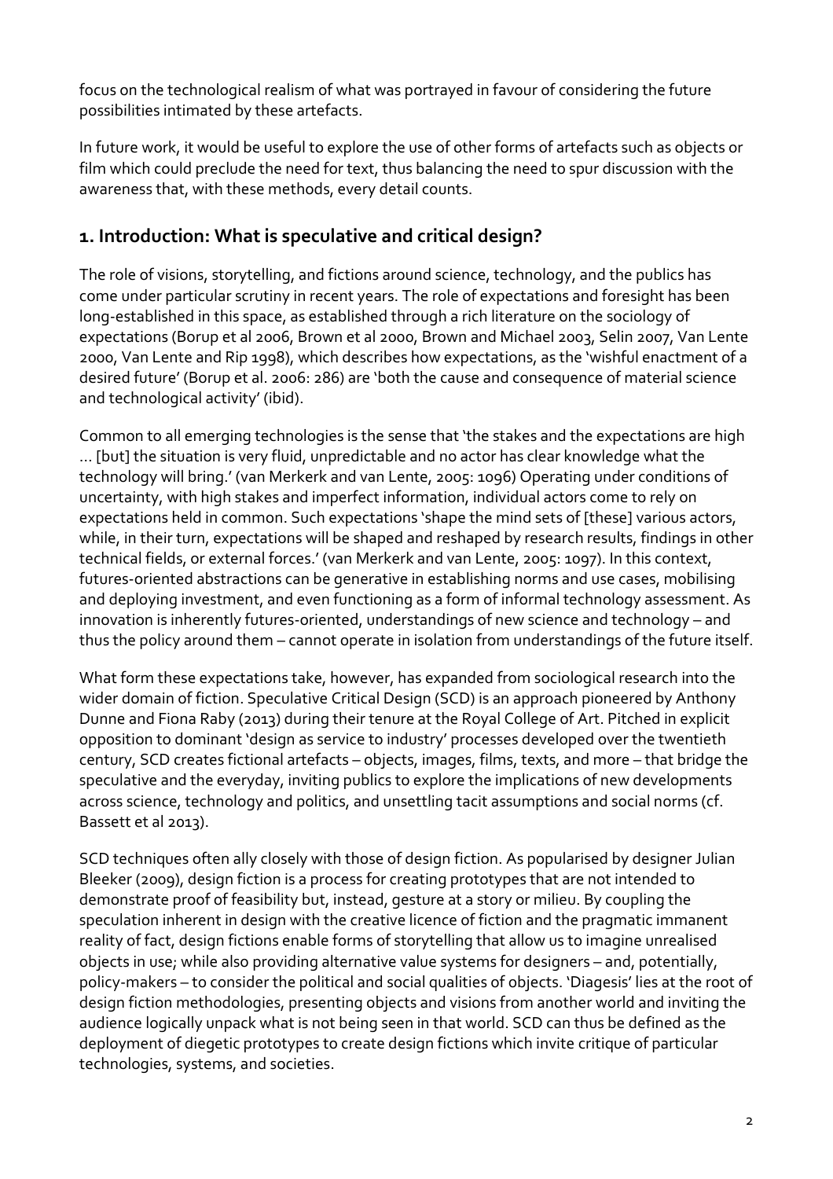focus on the technological realism of what was portrayed in favour of considering the future possibilities intimated by these artefacts.

In future work, it would be useful to explore the use of other forms of artefacts such as objects or film which could preclude the need for text, thus balancing the need to spur discussion with the awareness that, with these methods, every detail counts.

## 1. Introduction: What is speculative and critical design?

The role of visions, storytelling, and fictions around science, technology, and the publics has come under particular scrutiny in recent years. The role of expectations and foresight has been long-established in this space, as established through a rich literature on the sociology of expectations (Borup et al 2006, Brown et al 2000, Brown and Michael 2003, Selin 2007, Van Lente 2000, Van Lente and Rip 1998), which describes how expectations, as the 'wishful enactment of a desired future' (Borup et al. 2006: 286) are 'both the cause and consequence of material science and technological activity' (ibid).

Common to all emerging technologies is the sense that 'the stakes and the expectations are high … [but] the situation is very fluid, unpredictable and no actor has clear knowledge what the technology will bring.' (van Merkerk and van Lente, 2005: 1096) Operating under conditions of uncertainty, with high stakes and imperfect information, individual actors come to rely on expectations held in common. Such expectations 'shape the mind sets of [these] various actors, while, in their turn, expectations will be shaped and reshaped by research results, findings in other technical fields, or external forces.' (van Merkerk and van Lente, 2005: 1097). In this context, futures-oriented abstractions can be generative in establishing norms and use cases, mobilising and deploying investment, and even functioning as a form of informal technology assessment. As innovation is inherently futures-oriented, understandings of new science and technology – and thus the policy around them – cannot operate in isolation from understandings of the future itself.

What form these expectations take, however, has expanded from sociological research into the wider domain of fiction. Speculative Critical Design (SCD) is an approach pioneered by Anthony Dunne and Fiona Raby (2013) during their tenure at the Royal College of Art. Pitched in explicit opposition to dominant 'design as service to industry' processes developed over the twentieth century, SCD creates fictional artefacts – objects, images, films, texts, and more – that bridge the speculative and the everyday, inviting publics to explore the implications of new developments across science, technology and politics, and unsettling tacit assumptions and social norms (cf. Bassett et al 2013).

SCD techniques often ally closely with those of design fiction. As popularised by designer Julian Bleeker (2009), design fiction is a process for creating prototypes that are not intended to demonstrate proof of feasibility but, instead, gesture at a story or milieu. By coupling the speculation inherent in design with the creative licence of fiction and the pragmatic immanent reality of fact, design fictions enable forms of storytelling that allow us to imagine unrealised objects in use; while also providing alternative value systems for designers – and, potentially, policy-makers – to consider the political and social qualities of objects. 'Diagesis' lies at the root of design fiction methodologies, presenting objects and visions from another world and inviting the audience logically unpack what is not being seen in that world. SCD can thus be defined as the deployment of diegetic prototypes to create design fictions which invite critique of particular technologies, systems, and societies.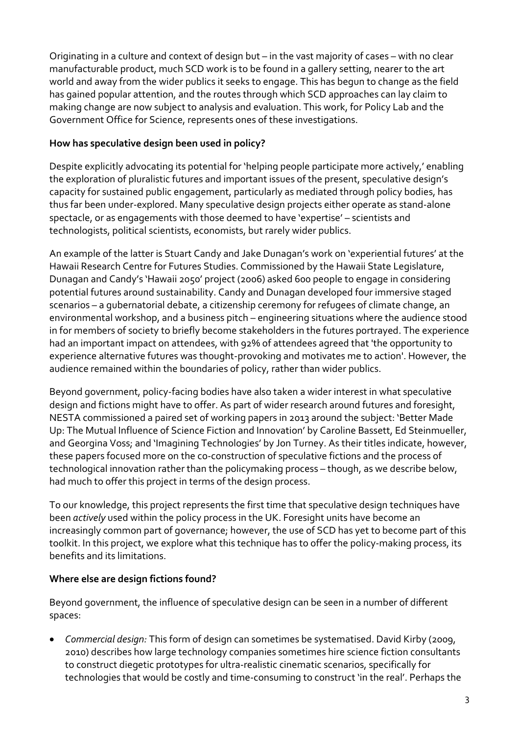Originating in a culture and context of design but – in the vast majority of cases – with no clear manufacturable product, much SCD work is to be found in a gallery setting, nearer to the art world and away from the wider publics it seeks to engage. This has begun to change as the field has gained popular attention, and the routes through which SCD approaches can lay claim to making change are now subject to analysis and evaluation. This work, for Policy Lab and the Government Office for Science, represents ones of these investigations.

**How has speculative design been used in policy?**

Despite explicitly advocating its potential for 'helping people participate more actively,' enabling the exploration of pluralistic futures and important issues of the present, speculative design's capacity for sustained public engagement, particularly as mediated through policy bodies, has thus far been under-explored. Many speculative design projects either operate as stand-alone spectacle, or as engagements with those deemed to have 'expertise' – scientists and technologists, political scientists, economists, but rarely wider publics.

An example of the latter is Stuart Candy and Jake Dunagan's work on 'experiential futures' at the Hawaii Research Centre for Futures Studies. Commissioned by the Hawaii State Legislature, Dunagan and Candy's 'Hawaii 2050' project (2006) asked 600 people to engage in considering potential futures around sustainability. Candy and Dunagan developed four immersive staged scenarios – a gubernatorial debate, a citizenship ceremony for refugees of climate change, an environmental workshop, and a business pitch – engineering situations where the audience stood in for members of society to briefly become stakeholders in the futures portrayed. The experience had an important impact on attendees, with 92% of attendees agreed that 'the opportunity to experience alternative futures was thought-provoking and motivates me to action'. However, the audience remained within the boundaries of policy, rather than wider publics.

Beyond government, policy-facing bodies have also taken a wider interest in what speculative design and fictions might have to offer. As part of wider research around futures and foresight, NESTA commissioned a paired set of working papers in 2013 around the subject: 'Better Made Up: The Mutual Influence of Science Fiction and Innovation' by Caroline Bassett, Ed Steinmueller, and Georgina Voss; and 'Imagining Technologies' by Jon Turney. As their titles indicate, however, these papers focused more on the co-construction of speculative fictions and the process of technological innovation rather than the policymaking process – though, as we describe below, had much to offer this project in terms of the design process.

To our knowledge, this project represents the first time that speculative design techniques have been *actively* used within the policy process in the UK. Foresight units have become an increasingly common part of governance; however, the use of SCD has yet to become part of this toolkit. In this project, we explore what this technique has to offer the policy-making process, its benefits and its limitations.

**Where else are design fictions found?**

Beyond government, the influence of speculative design can be seen in a number of different spaces:

- *Commercial design:* This form of design can sometimes be systematised. David Kirby (2009, 2010) describes how large technology companies sometimes hire science fiction consultants to construct diegetic prototypes for ultra-realistic cinematic scenarios, specifically for technologies that would be costly and time-consuming to construct 'in the real'. Perhaps the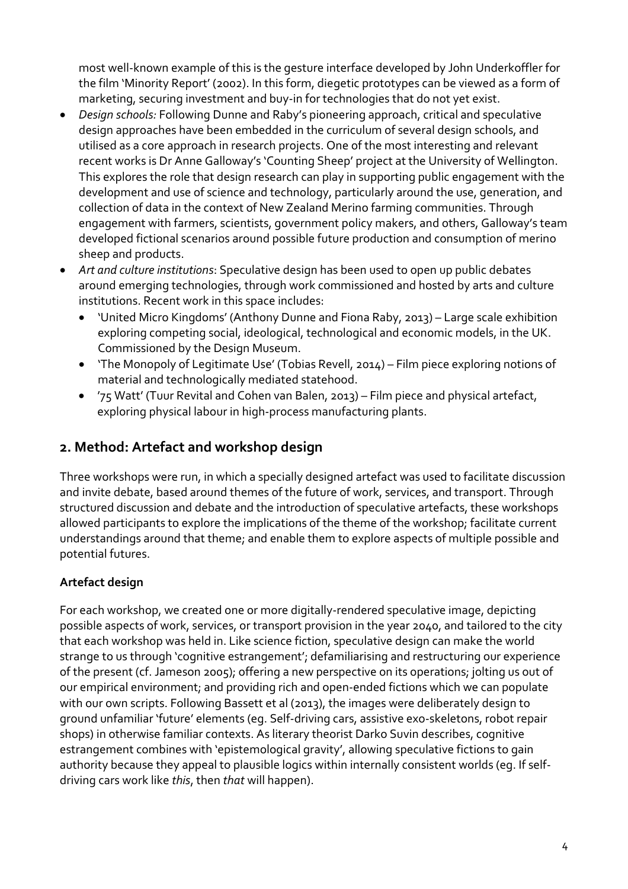most well-known example of this is the gesture interface developed by John Underkoffler for the film 'Minority Report' (2002). In this form, diegetic prototypes can be viewed as a form of marketing, securing investment and buy-in for technologies that do not yet exist.

- *Design schools:* Following Dunne and Raby's pioneering approach, critical and speculative design approaches have been embedded in the curriculum of several design schools, and utilised as a core approach in research projects. One of the most interesting and relevant recent works is Dr Anne Galloway's 'Counting Sheep' project at the University of Wellington. This explores the role that design research can play in supporting public engagement with the development and use of science and technology, particularly around the use, generation, and collection of data in the context of New Zealand Merino farming communities. Through engagement with farmers, scientists, government policy makers, and others, Galloway's team developed fictional scenarios around possible future production and consumption of merino sheep and products.
- *Art and culture institutions*: Speculative design has been used to open up public debates around emerging technologies, through work commissioned and hosted by arts and culture institutions. Recent work in this space includes:
  - 'United Micro Kingdoms' (Anthony Dunne and Fiona Raby, 2013) – Large scale exhibition exploring competing social, ideological, technological and economic models, in the UK. Commissioned by the Design Museum.
  - 'The Monopoly of Legitimate Use' (Tobias Revell, 2014) – Film piece exploring notions of material and technologically mediated statehood.
  - '75 Watt' (Tuur Revital and Cohen van Balen, 2013) – Film piece and physical artefact, exploring physical labour in high-process manufacturing plants.

## 2. Method: Artefact and workshop design

Three workshops were run, in which a specially designed artefact was used to facilitate discussion and invite debate, based around themes of the future of work, services, and transport. Through structured discussion and debate and the introduction of speculative artefacts, these workshops allowed participants to explore the implications of the theme of the workshop; facilitate current understandings around that theme; and enable them to explore aspects of multiple possible and potential futures.

### Artefact design

For each workshop, we created one or more digitally-rendered speculative image, depicting possible aspects of work, services, or transport provision in the year 2040, and tailored to the city that each workshop was held in. Like science fiction, speculative design can make the world strange to us through 'cognitive estrangement'; defamiliarising and restructuring our experience of the present (cf. Jameson 2005); offering a new perspective on its operations; jolting us out of our empirical environment; and providing rich and open-ended fictions which we can populate with our own scripts. Following Bassett et al (2013), the images were deliberately design to ground unfamiliar 'future' elements (eg. Self-driving cars, assistive exo-skeletons, robot repair shops) in otherwise familiar contexts. As literary theorist Darko Suvin describes, cognitive estrangement combines with 'epistemological gravity', allowing speculative fictions to gain authority because they appeal to plausible logics within internally consistent worlds (eg. If self-driving cars work like *this*, then *that* will happen).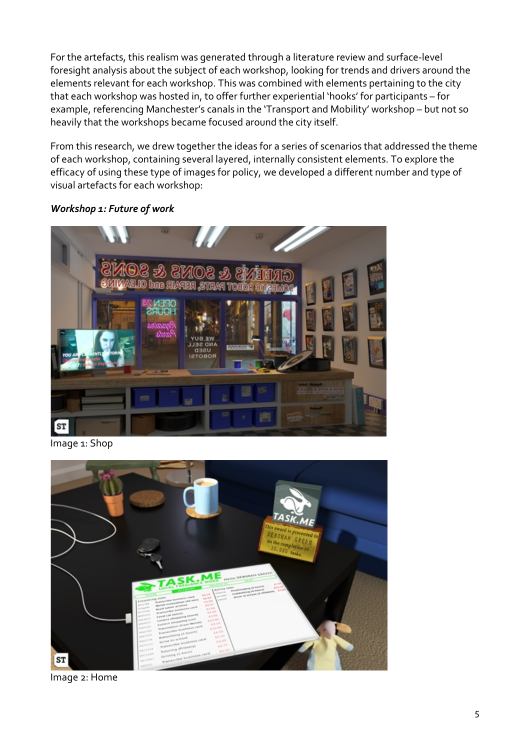For the artefacts, this realism was generated through a literature review and surface-level foresight analysis about the subject of each workshop, looking for trends and drivers around the elements relevant for each workshop. This was combined with elements pertaining to the city that each workshop was hosted in, to offer further experiential 'hooks' for participants – for example, referencing Manchester's canals in the 'Transport and Mobility' workshop – but not so heavily that the workshops became focused around the city itself.

From this research, we drew together the ideas for a series of scenarios that addressed the theme of each workshop, containing several layered, internally consistent elements. To explore the efficacy of using these type of images for policy, we developed a different number and type of visual artefacts for each workshop:

***Workshop 1: Future of work***

Image 1: Shop

Image 2: Home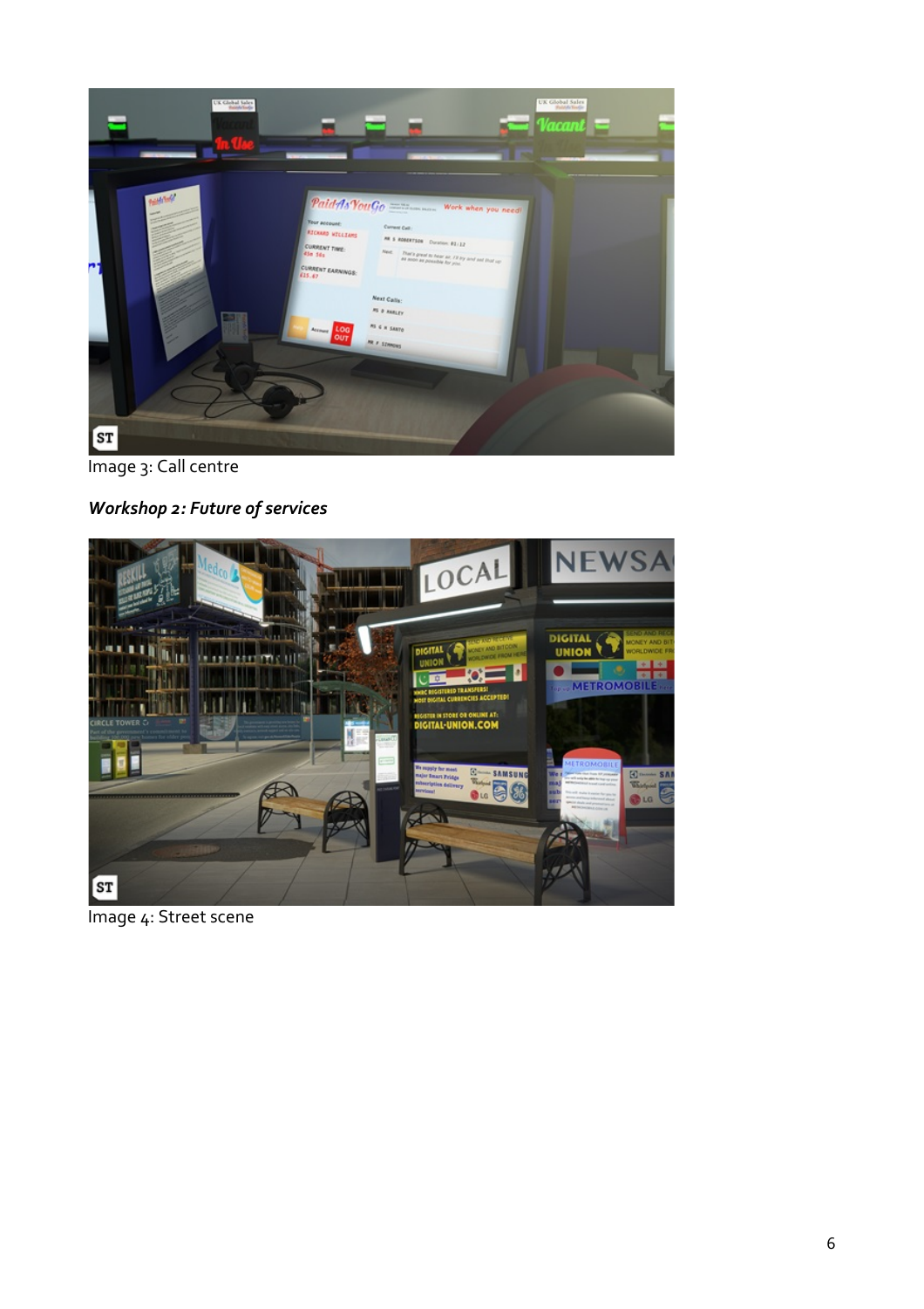Image 3: Call centre

***Workshop 2: Future of services***

Image 4: Street scene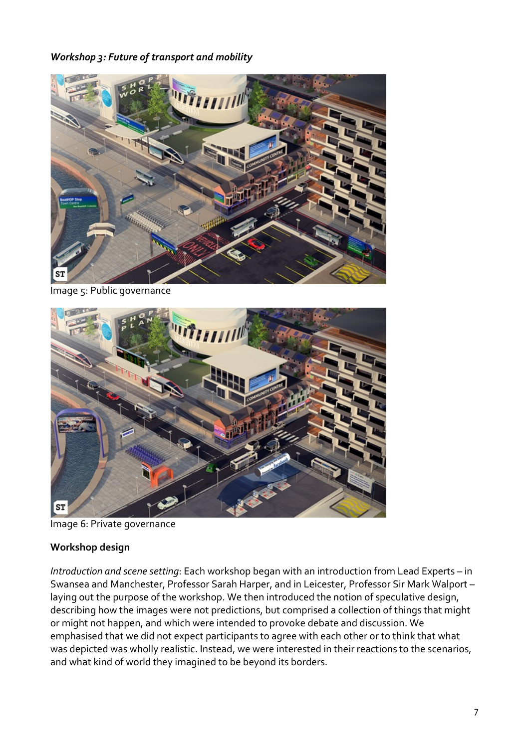***Workshop 3: Future of transport and mobility***

Image 5: Public governance

Image 6: Private governance

**Workshop design**

*Introduction and scene setting*: Each workshop began with an introduction from Lead Experts – in Swansea and Manchester, Professor Sarah Harper, and in Leicester, Professor Sir Mark Walport – laying out the purpose of the workshop. We then introduced the notion of speculative design, describing how the images were not predictions, but comprised a collection of things that might or might not happen, and which were intended to provoke debate and discussion. We emphasised that we did not expect participants to agree with each other or to think that what was depicted was wholly realistic. Instead, we were interested in their reactions to the scenarios, and what kind of world they imagined to be beyond its borders.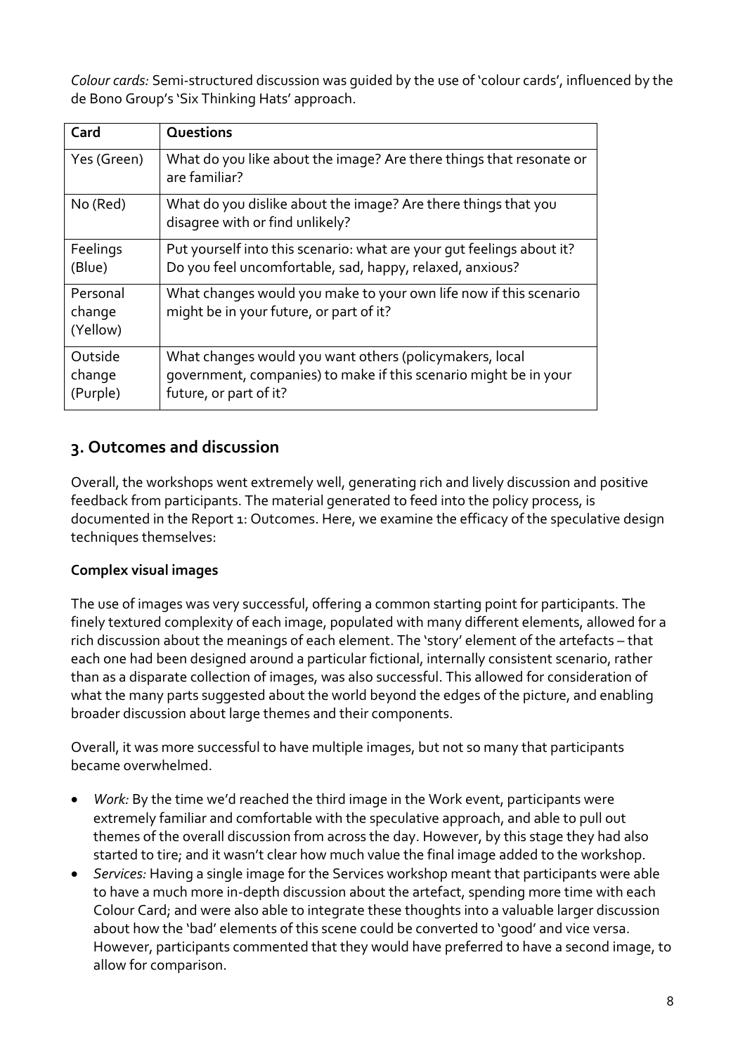*Colour cards:* Semi-structured discussion was guided by the use of 'colour cards', influenced by the de Bono Group's 'Six Thinking Hats' approach.

| Card | Questions |
|---|---|
| Yes (Green) | What do you like about the image? Are there things that resonate or are familiar? |
| No (Red) | What do you dislike about the image? Are there things that you disagree with or find unlikely? |
| Feelings (Blue) | Put yourself into this scenario: what are your gut feelings about it? Do you feel uncomfortable, sad, happy, relaxed, anxious? |
| Personal change (Yellow) | What changes would you make to your own life now if this scenario might be in your future, or part of it? |
| Outside change (Purple) | What changes would you want others (policymakers, local government, companies) to make if this scenario might be in your future, or part of it? |

## 3. Outcomes and discussion

Overall, the workshops went extremely well, generating rich and lively discussion and positive feedback from participants. The material generated to feed into the policy process, is documented in the Report 1: Outcomes. Here, we examine the efficacy of the speculative design techniques themselves:

**Complex visual images**

The use of images was very successful, offering a common starting point for participants. The finely textured complexity of each image, populated with many different elements, allowed for a rich discussion about the meanings of each element. The 'story' element of the artefacts – that each one had been designed around a particular fictional, internally consistent scenario, rather than as a disparate collection of images, was also successful. This allowed for consideration of what the many parts suggested about the world beyond the edges of the picture, and enabling broader discussion about large themes and their components.

Overall, it was more successful to have multiple images, but not so many that participants became overwhelmed.

- *Work:* By the time we'd reached the third image in the Work event, participants were extremely familiar and comfortable with the speculative approach, and able to pull out themes of the overall discussion from across the day. However, by this stage they had also started to tire; and it wasn't clear how much value the final image added to the workshop.
- *Services:* Having a single image for the Services workshop meant that participants were able to have a much more in-depth discussion about the artefact, spending more time with each Colour Card; and were also able to integrate these thoughts into a valuable larger discussion about how the 'bad' elements of this scene could be converted to 'good' and vice versa. However, participants commented that they would have preferred to have a second image, to allow for comparison.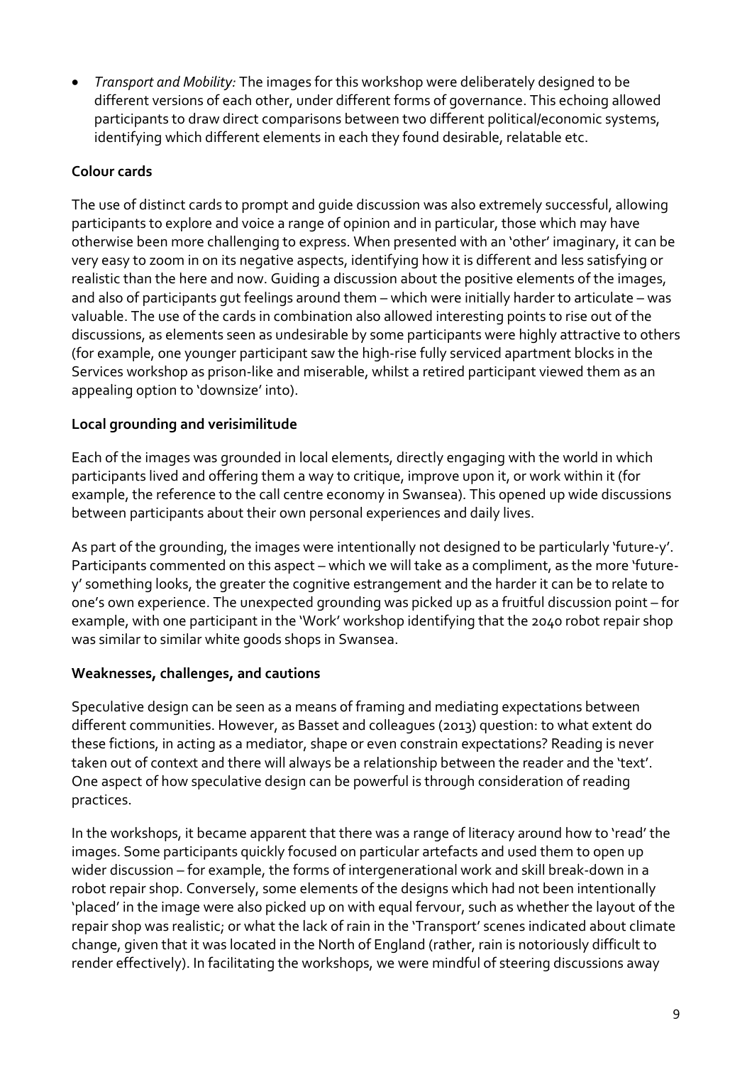- *Transport and Mobility:* The images for this workshop were deliberately designed to be different versions of each other, under different forms of governance. This echoing allowed participants to draw direct comparisons between two different political/economic systems, identifying which different elements in each they found desirable, relatable etc.

### Colour cards

The use of distinct cards to prompt and guide discussion was also extremely successful, allowing participants to explore and voice a range of opinion and in particular, those which may have otherwise been more challenging to express. When presented with an 'other' imaginary, it can be very easy to zoom in on its negative aspects, identifying how it is different and less satisfying or realistic than the here and now. Guiding a discussion about the positive elements of the images, and also of participants gut feelings around them – which were initially harder to articulate – was valuable. The use of the cards in combination also allowed interesting points to rise out of the discussions, as elements seen as undesirable by some participants were highly attractive to others (for example, one younger participant saw the high-rise fully serviced apartment blocks in the Services workshop as prison-like and miserable, whilst a retired participant viewed them as an appealing option to 'downsize' into).

### Local grounding and verisimilitude

Each of the images was grounded in local elements, directly engaging with the world in which participants lived and offering them a way to critique, improve upon it, or work within it (for example, the reference to the call centre economy in Swansea). This opened up wide discussions between participants about their own personal experiences and daily lives.

As part of the grounding, the images were intentionally not designed to be particularly 'future-y'. Participants commented on this aspect – which we will take as a compliment, as the more 'future-y' something looks, the greater the cognitive estrangement and the harder it can be to relate to one's own experience. The unexpected grounding was picked up as a fruitful discussion point – for example, with one participant in the 'Work' workshop identifying that the 2040 robot repair shop was similar to similar white goods shops in Swansea.

### Weaknesses, challenges, and cautions

Speculative design can be seen as a means of framing and mediating expectations between different communities. However, as Basset and colleagues (2013) question: to what extent do these fictions, in acting as a mediator, shape or even constrain expectations? Reading is never taken out of context and there will always be a relationship between the reader and the 'text'. One aspect of how speculative design can be powerful is through consideration of reading practices.

In the workshops, it became apparent that there was a range of literacy around how to 'read' the images. Some participants quickly focused on particular artefacts and used them to open up wider discussion – for example, the forms of intergenerational work and skill break-down in a robot repair shop. Conversely, some elements of the designs which had not been intentionally 'placed' in the image were also picked up on with equal fervour, such as whether the layout of the repair shop was realistic; or what the lack of rain in the 'Transport' scenes indicated about climate change, given that it was located in the North of England (rather, rain is notoriously difficult to render effectively). In facilitating the workshops, we were mindful of steering discussions away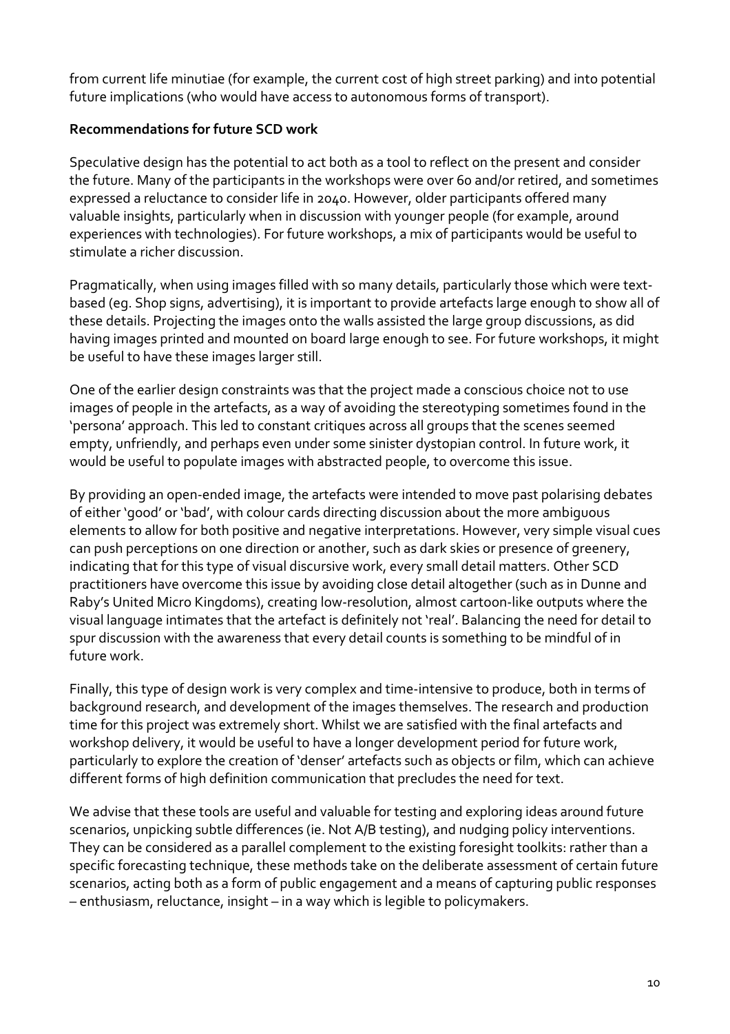from current life minutiae (for example, the current cost of high street parking) and into potential future implications (who would have access to autonomous forms of transport).

**Recommendations for future SCD work**

Speculative design has the potential to act both as a tool to reflect on the present and consider the future. Many of the participants in the workshops were over 60 and/or retired, and sometimes expressed a reluctance to consider life in 2040. However, older participants offered many valuable insights, particularly when in discussion with younger people (for example, around experiences with technologies). For future workshops, a mix of participants would be useful to stimulate a richer discussion.

Pragmatically, when using images filled with so many details, particularly those which were text-based (eg. Shop signs, advertising), it is important to provide artefacts large enough to show all of these details. Projecting the images onto the walls assisted the large group discussions, as did having images printed and mounted on board large enough to see. For future workshops, it might be useful to have these images larger still.

One of the earlier design constraints was that the project made a conscious choice not to use images of people in the artefacts, as a way of avoiding the stereotyping sometimes found in the 'persona' approach. This led to constant critiques across all groups that the scenes seemed empty, unfriendly, and perhaps even under some sinister dystopian control. In future work, it would be useful to populate images with abstracted people, to overcome this issue.

By providing an open-ended image, the artefacts were intended to move past polarising debates of either 'good' or 'bad', with colour cards directing discussion about the more ambiguous elements to allow for both positive and negative interpretations. However, very simple visual cues can push perceptions on one direction or another, such as dark skies or presence of greenery, indicating that for this type of visual discursive work, every small detail matters. Other SCD practitioners have overcome this issue by avoiding close detail altogether (such as in Dunne and Raby's United Micro Kingdoms), creating low-resolution, almost cartoon-like outputs where the visual language intimates that the artefact is definitely not 'real'. Balancing the need for detail to spur discussion with the awareness that every detail counts is something to be mindful of in future work.

Finally, this type of design work is very complex and time-intensive to produce, both in terms of background research, and development of the images themselves. The research and production time for this project was extremely short. Whilst we are satisfied with the final artefacts and workshop delivery, it would be useful to have a longer development period for future work, particularly to explore the creation of 'denser' artefacts such as objects or film, which can achieve different forms of high definition communication that precludes the need for text.

We advise that these tools are useful and valuable for testing and exploring ideas around future scenarios, unpicking subtle differences (ie. Not A/B testing), and nudging policy interventions. They can be considered as a parallel complement to the existing foresight toolkits: rather than a specific forecasting technique, these methods take on the deliberate assessment of certain future scenarios, acting both as a form of public engagement and a means of capturing public responses – enthusiasm, reluctance, insight – in a way which is legible to policymakers.